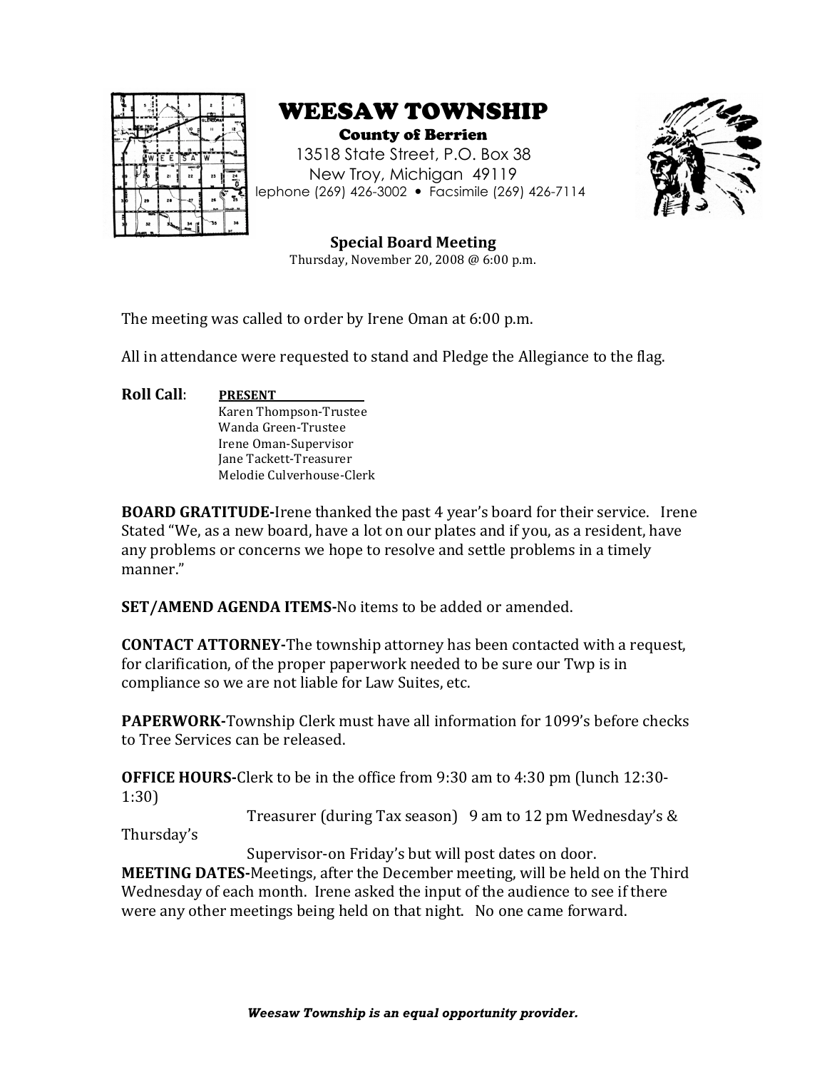# WEESAW TOWNSHIP

**County of Berrien**

13518 State Street, P.O. Box 38
New Troy, Michigan 49119
lephone (269) 426-3002 • Facsimile (269) 426-7114

## Special Board Meeting

Thursday, November 20, 2008 @ 6:00 p.m.

The meeting was called to order by Irene Oman at 6:00 p.m.

All in attendance were requested to stand and Pledge the Allegiance to the flag.

**Roll Call**: **PRESENT**

Karen Thompson-Trustee
Wanda Green-Trustee
Irene Oman-Supervisor
Jane Tackett-Treasurer
Melodie Culverhouse-Clerk

**BOARD GRATITUDE-**Irene thanked the past 4 year's board for their service. Irene Stated "We, as a new board, have a lot on our plates and if you, as a resident, have any problems or concerns we hope to resolve and settle problems in a timely manner."

**SET/AMEND AGENDA ITEMS-**No items to be added or amended.

**CONTACT ATTORNEY-**The township attorney has been contacted with a request, for clarification, of the proper paperwork needed to be sure our Twp is in compliance so we are not liable for Law Suites, etc.

**PAPERWORK-**Township Clerk must have all information for 1099's before checks to Tree Services can be released.

**OFFICE HOURS-**Clerk to be in the office from 9:30 am to 4:30 pm (lunch 12:30-1:30)

Treasurer (during Tax season) 9 am to 12 pm Wednesday's & Thursday's

Supervisor-on Friday's but will post dates on door.

**MEETING DATES-**Meetings, after the December meeting, will be held on the Third Wednesday of each month. Irene asked the input of the audience to see if there were any other meetings being held on that night. No one came forward.

*Weesaw Township is an equal opportunity provider.*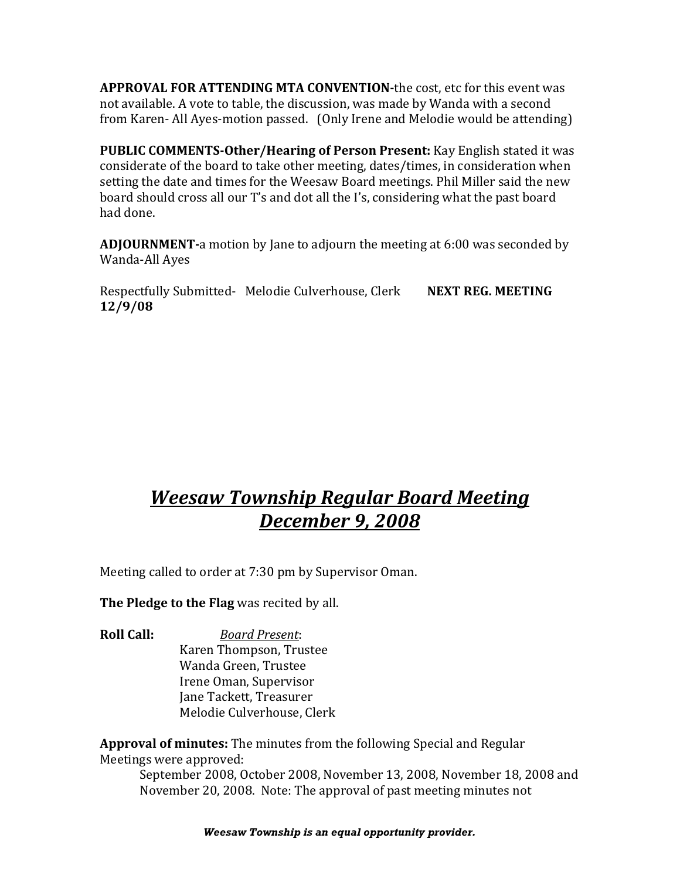**APPROVAL FOR ATTENDING MTA CONVENTION-**the cost, etc for this event was not available. A vote to table, the discussion, was made by Wanda with a second from Karen- All Ayes-motion passed. (Only Irene and Melodie would be attending)

**PUBLIC COMMENTS-Other/Hearing of Person Present:** Kay English stated it was considerate of the board to take other meeting, dates/times, in consideration when setting the date and times for the Weesaw Board meetings. Phil Miller said the new board should cross all our T's and dot all the I's, considering what the past board had done.

**ADJOURNMENT-**a motion by Jane to adjourn the meeting at 6:00 was seconded by Wanda-All Ayes

Respectfully Submitted- Melodie Culverhouse, Clerk **NEXT REG. MEETING 12/9/08**

# ***Weesaw Township Regular Board Meeting December 9, 2008***

Meeting called to order at 7:30 pm by Supervisor Oman.

**The Pledge to the Flag** was recited by all.

**Roll Call:** *Board Present*:
Karen Thompson, Trustee
Wanda Green, Trustee
Irene Oman, Supervisor
Jane Tackett, Treasurer
Melodie Culverhouse, Clerk

**Approval of minutes:** The minutes from the following Special and Regular Meetings were approved:

September 2008, October 2008, November 13, 2008, November 18, 2008 and November 20, 2008. Note: The approval of past meeting minutes not

***Weesaw Township is an equal opportunity provider.***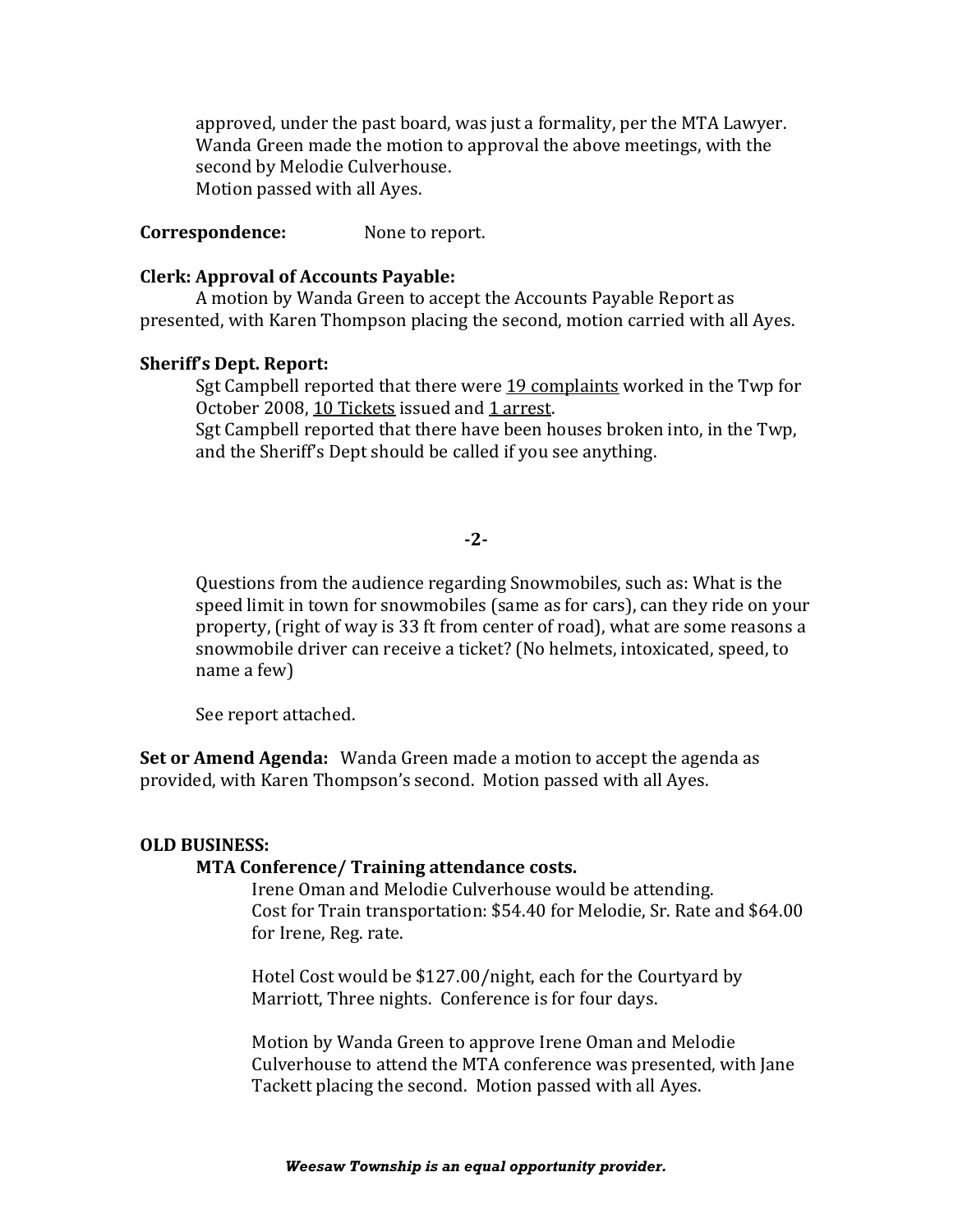approved, under the past board, was just a formality, per the MTA Lawyer.
Wanda Green made the motion to approval the above meetings, with the second by Melodie Culverhouse.
Motion passed with all Ayes.

**Correspondence:** None to report.

**Clerk: Approval of Accounts Payable:**

A motion by Wanda Green to accept the Accounts Payable Report as presented, with Karen Thompson placing the second, motion carried with all Ayes.

**Sheriff's Dept. Report:**

Sgt Campbell reported that there were <u>19 complaints</u> worked in the Twp for October 2008, <u>10 Tickets</u> issued and <u>1 arrest</u>.
Sgt Campbell reported that there have been houses broken into, in the Twp, and the Sheriff's Dept should be called if you see anything.

Questions from the audience regarding Snowmobiles, such as: What is the speed limit in town for snowmobiles (same as for cars), can they ride on your property, (right of way is 33 ft from center of road), what are some reasons a snowmobile driver can receive a ticket? (No helmets, intoxicated, speed, to name a few)

See report attached.

**Set or Amend Agenda:** Wanda Green made a motion to accept the agenda as provided, with Karen Thompson's second. Motion passed with all Ayes.

**OLD BUSINESS:**

**MTA Conference/ Training attendance costs.**

Irene Oman and Melodie Culverhouse would be attending.
Cost for Train transportation: $54.40 for Melodie, Sr. Rate and $64.00 for Irene, Reg. rate.

Hotel Cost would be $127.00/night, each for the Courtyard by Marriott, Three nights. Conference is for four days.

Motion by Wanda Green to approve Irene Oman and Melodie Culverhouse to attend the MTA conference was presented, with Jane Tackett placing the second. Motion passed with all Ayes.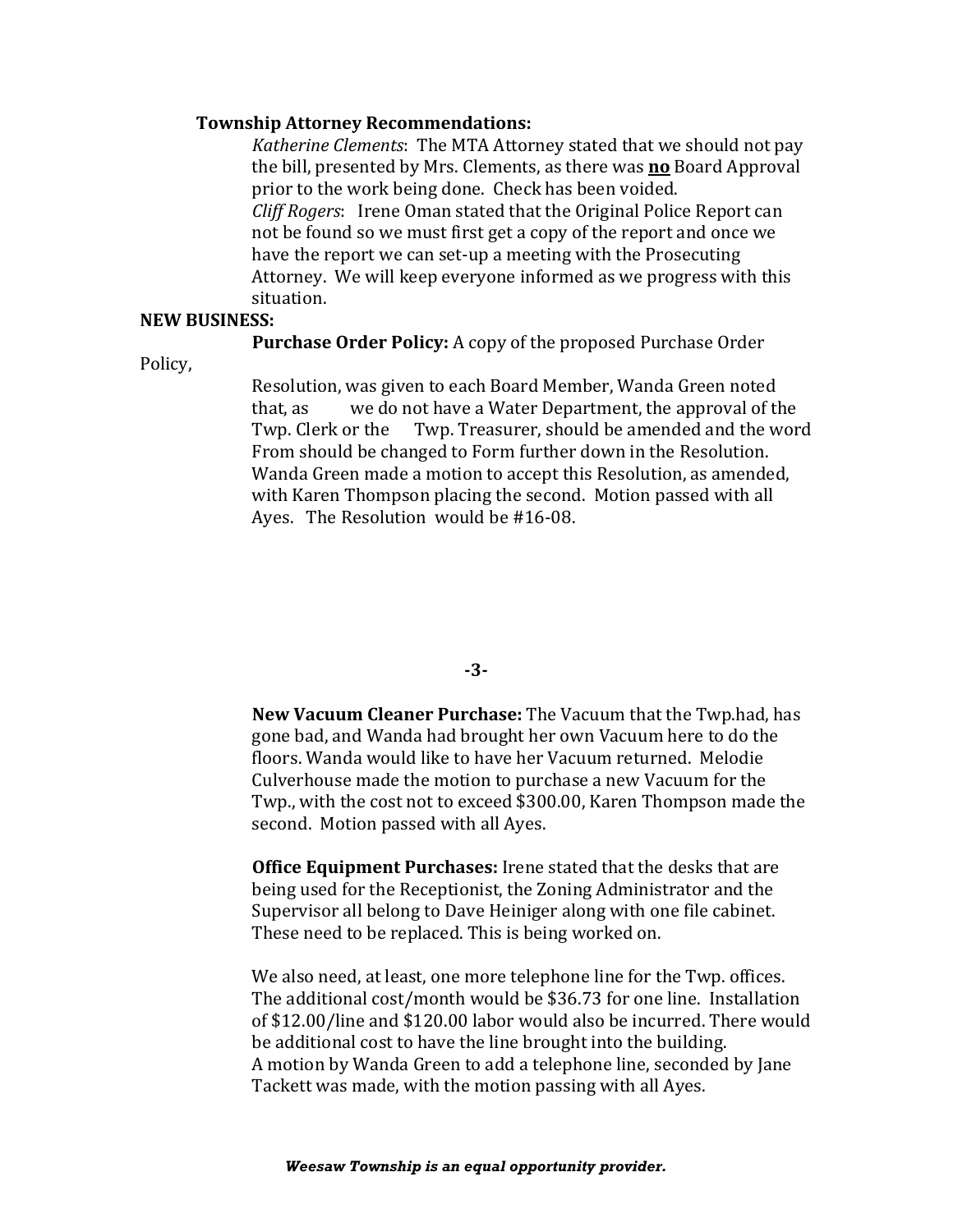**Township Attorney Recommendations:**

*Katherine Clements*: The MTA Attorney stated that we should not pay the bill, presented by Mrs. Clements, as there was **no** Board Approval prior to the work being done. Check has been voided.

*Cliff Rogers*: Irene Oman stated that the Original Police Report can not be found so we must first get a copy of the report and once we have the report we can set-up a meeting with the Prosecuting Attorney. We will keep everyone informed as we progress with this situation.

**NEW BUSINESS:**

**Purchase Order Policy:** A copy of the proposed Purchase Order Policy, Resolution, was given to each Board Member, Wanda Green noted that, as we do not have a Water Department, the approval of the Twp. Clerk or the Twp. Treasurer, should be amended and the word From should be changed to Form further down in the Resolution. Wanda Green made a motion to accept this Resolution, as amended, with Karen Thompson placing the second. Motion passed with all Ayes. The Resolution would be #16-08.

**New Vacuum Cleaner Purchase:** The Vacuum that the Twp.had, has gone bad, and Wanda had brought her own Vacuum here to do the floors. Wanda would like to have her Vacuum returned. Melodie Culverhouse made the motion to purchase a new Vacuum for the Twp., with the cost not to exceed $300.00, Karen Thompson made the second. Motion passed with all Ayes.

**Office Equipment Purchases:** Irene stated that the desks that are being used for the Receptionist, the Zoning Administrator and the Supervisor all belong to Dave Heiniger along with one file cabinet. These need to be replaced. This is being worked on.

We also need, at least, one more telephone line for the Twp. offices. The additional cost/month would be $36.73 for one line. Installation of $12.00/line and $120.00 labor would also be incurred. There would be additional cost to have the line brought into the building. A motion by Wanda Green to add a telephone line, seconded by Jane Tackett was made, with the motion passing with all Ayes.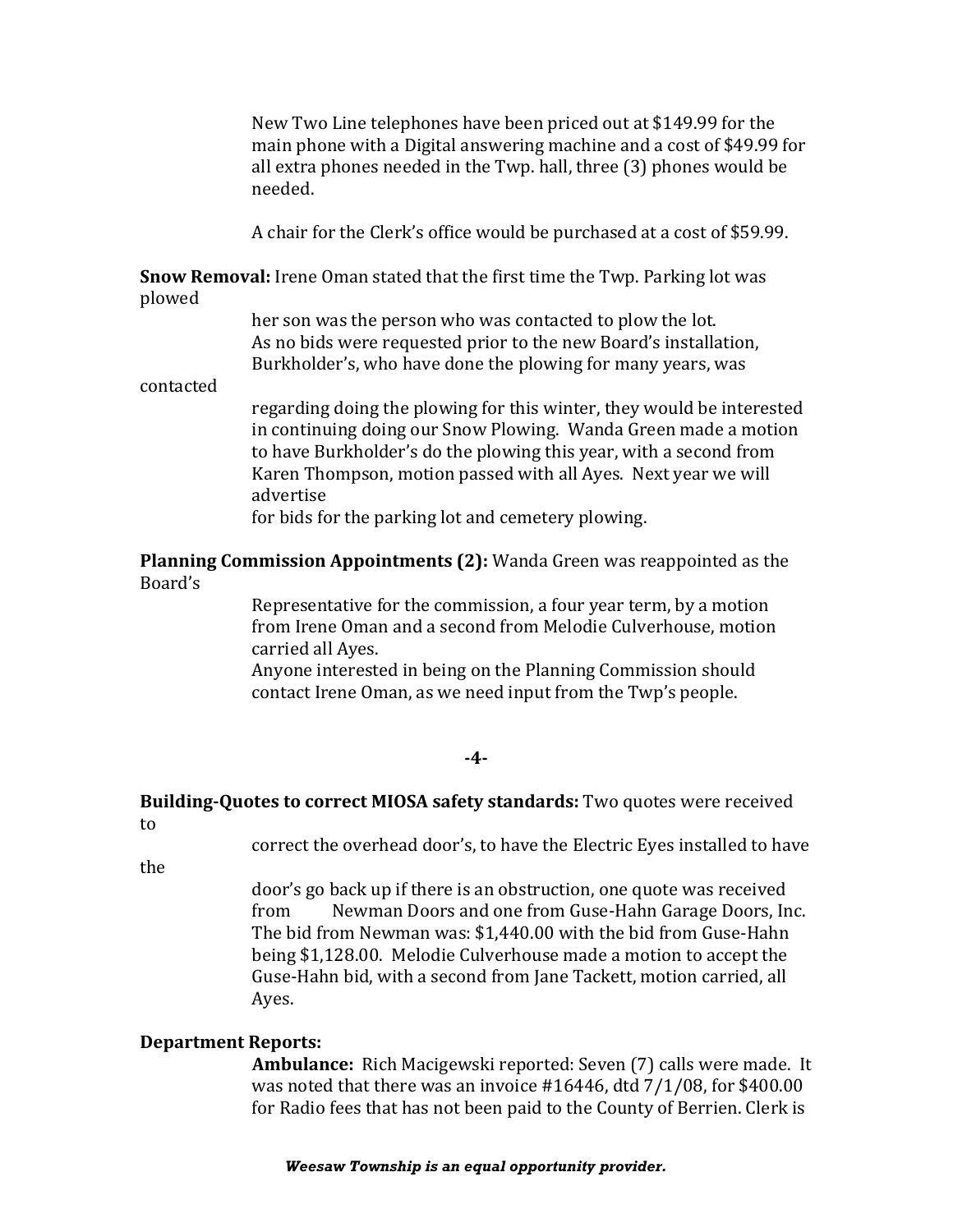New Two Line telephones have been priced out at $149.99 for the main phone with a Digital answering machine and a cost of $49.99 for all extra phones needed in the Twp. hall, three (3) phones would be needed.

A chair for the Clerk's office would be purchased at a cost of $59.99.

**Snow Removal:** Irene Oman stated that the first time the Twp. Parking lot was plowed her son was the person who was contacted to plow the lot. As no bids were requested prior to the new Board's installation, Burkholder's, who have done the plowing for many years, was contacted regarding doing the plowing for this winter, they would be interested in continuing doing our Snow Plowing. Wanda Green made a motion to have Burkholder's do the plowing this year, with a second from Karen Thompson, motion passed with all Ayes. Next year we will advertise for bids for the parking lot and cemetery plowing.

**Planning Commission Appointments (2):** Wanda Green was reappointed as the Board's Representative for the commission, a four year term, by a motion from Irene Oman and a second from Melodie Culverhouse, motion carried all Ayes.
Anyone interested in being on the Planning Commission should contact Irene Oman, as we need input from the Twp's people.

**-4-**

**Building-Quotes to correct MIOSA safety standards:** Two quotes were received to correct the overhead door's, to have the Electric Eyes installed to have the door's go back up if there is an obstruction, one quote was received from Newman Doors and one from Guse-Hahn Garage Doors, Inc. The bid from Newman was: $1,440.00 with the bid from Guse-Hahn being $1,128.00. Melodie Culverhouse made a motion to accept the Guse-Hahn bid, with a second from Jane Tackett, motion carried, all Ayes.

**Department Reports:**

**Ambulance:** Rich Macigewski reported: Seven (7) calls were made. It was noted that there was an invoice #16446, dtd 7/1/08, for $400.00 for Radio fees that has not been paid to the County of Berrien. Clerk is

*Weesaw Township is an equal opportunity provider.*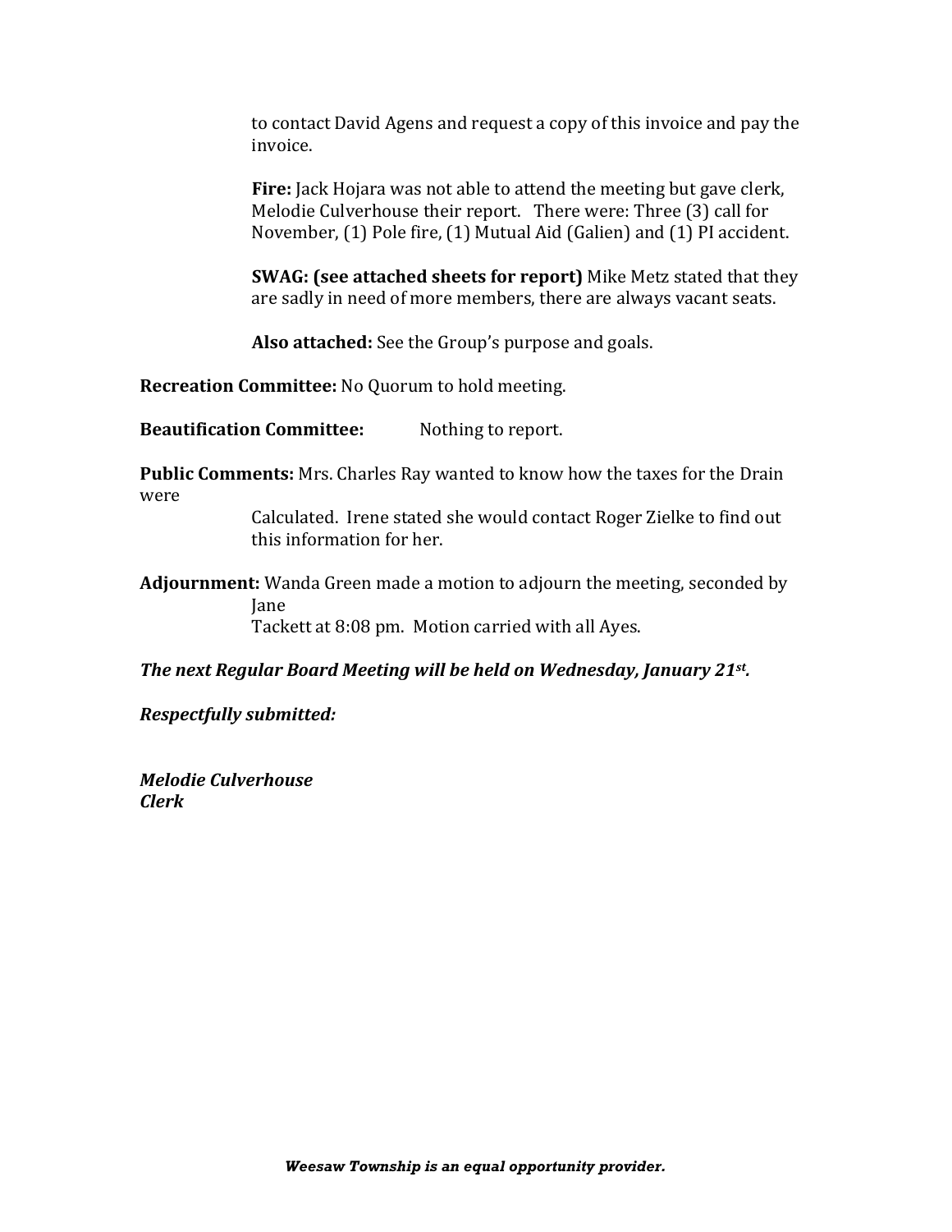to contact David Agens and request a copy of this invoice and pay the invoice.

**Fire:** Jack Hojara was not able to attend the meeting but gave clerk, Melodie Culverhouse their report. There were: Three (3) call for November, (1) Pole fire, (1) Mutual Aid (Galien) and (1) PI accident.

**SWAG: (see attached sheets for report)** Mike Metz stated that they are sadly in need of more members, there are always vacant seats.

**Also attached:** See the Group's purpose and goals.

**Recreation Committee:** No Quorum to hold meeting.

**Beautification Committee:** Nothing to report.

**Public Comments:** Mrs. Charles Ray wanted to know how the taxes for the Drain were Calculated. Irene stated she would contact Roger Zielke to find out this information for her.

**Adjournment:** Wanda Green made a motion to adjourn the meeting, seconded by Jane Tackett at 8:08 pm. Motion carried with all Ayes.

***The next Regular Board Meeting will be held on Wednesday, January 21st.***

***Respectfully submitted:***

***Melodie Culverhouse***
***Clerk***

***Weesaw Township is an equal opportunity provider.***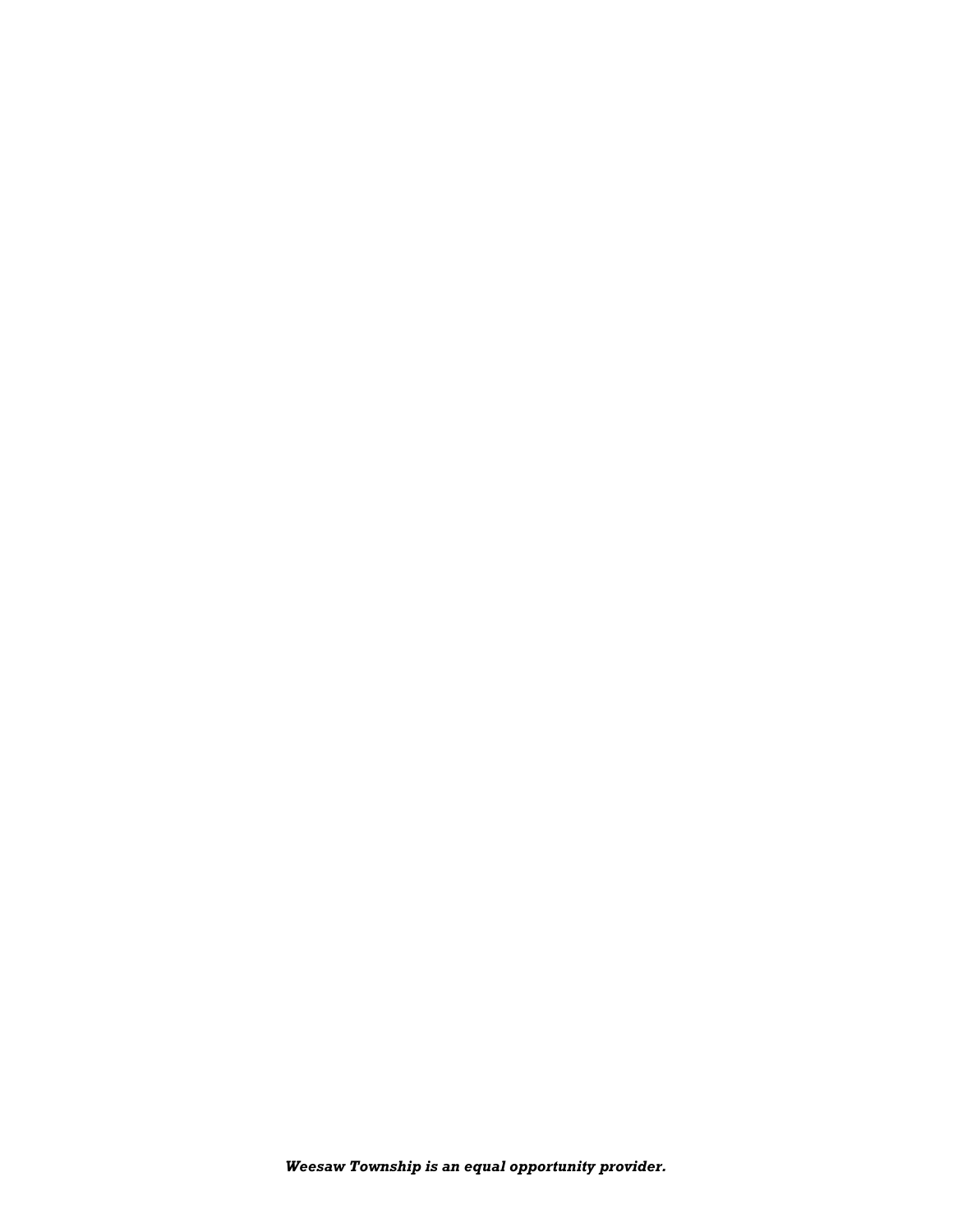***Weesaw Township is an equal opportunity provider.***